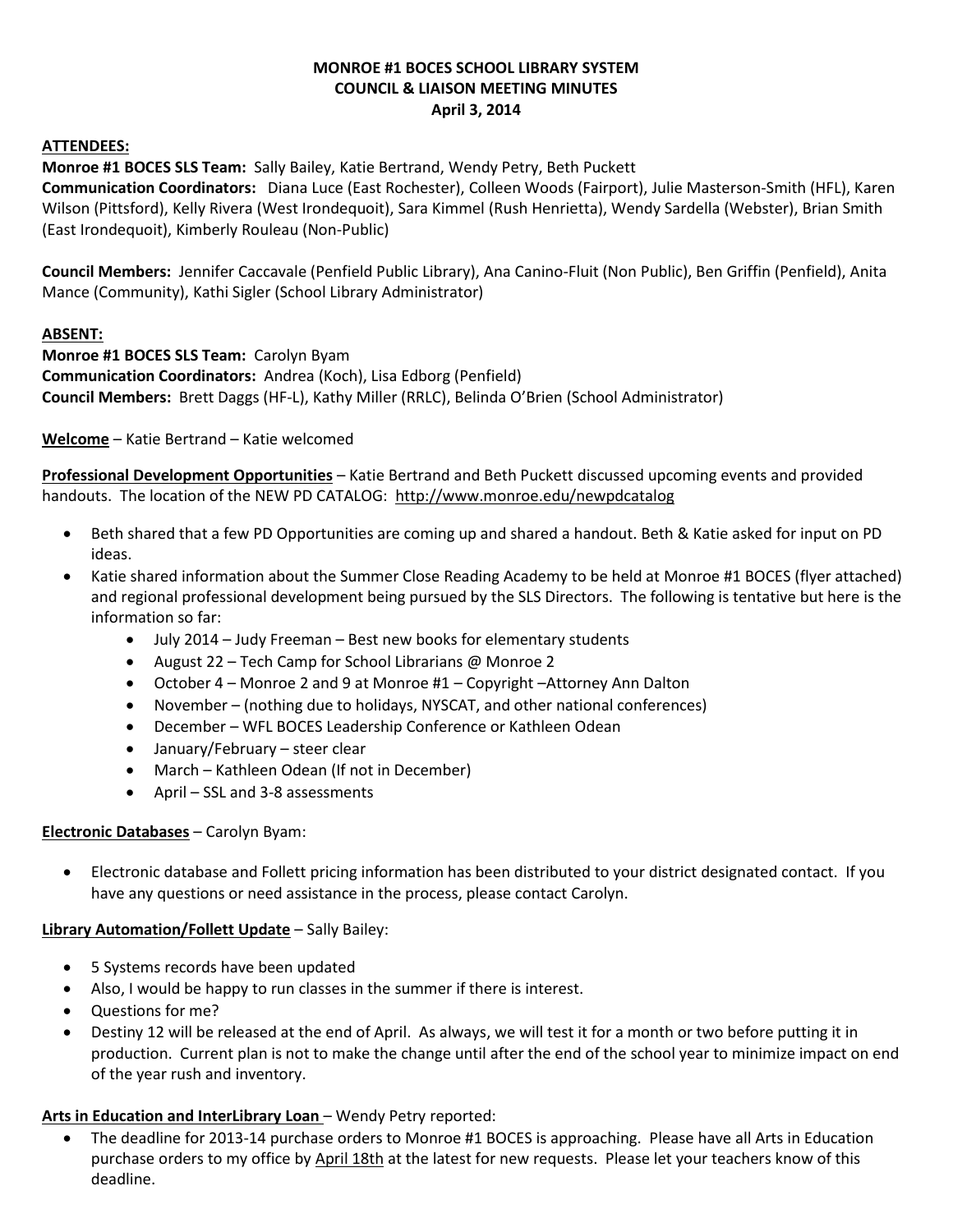**MONROE #1 BOCES SCHOOL LIBRARY SYSTEM**
**COUNCIL & LIAISON MEETING MINUTES**
**April 3, 2014**

**ATTENDEES:**

**Monroe #1 BOCES SLS Team:** Sally Bailey, Katie Bertrand, Wendy Petry, Beth Puckett

**Communication Coordinators:** Diana Luce (East Rochester), Colleen Woods (Fairport), Julie Masterson-Smith (HFL), Karen Wilson (Pittsford), Kelly Rivera (West Irondequoit), Sara Kimmel (Rush Henrietta), Wendy Sardella (Webster), Brian Smith (East Irondequoit), Kimberly Rouleau (Non-Public)

**Council Members:** Jennifer Caccavale (Penfield Public Library), Ana Canino-Fluit (Non Public), Ben Griffin (Penfield), Anita Mance (Community), Kathi Sigler (School Library Administrator)

**ABSENT:**

**Monroe #1 BOCES SLS Team:** Carolyn Byam

**Communication Coordinators:** Andrea (Koch), Lisa Edborg (Penfield)

**Council Members:** Brett Daggs (HF-L), Kathy Miller (RRLC), Belinda O'Brien (School Administrator)

**Welcome** – Katie Bertrand – Katie welcomed

**Professional Development Opportunities** – Katie Bertrand and Beth Puckett discussed upcoming events and provided handouts. The location of the NEW PD CATALOG: http://www.monroe.edu/newpdcatalog

- Beth shared that a few PD Opportunities are coming up and shared a handout. Beth & Katie asked for input on PD ideas.
- Katie shared information about the Summer Close Reading Academy to be held at Monroe #1 BOCES (flyer attached) and regional professional development being pursued by the SLS Directors. The following is tentative but here is the information so far:
  - July 2014 – Judy Freeman – Best new books for elementary students
  - August 22 – Tech Camp for School Librarians @ Monroe 2
  - October 4 – Monroe 2 and 9 at Monroe #1 – Copyright –Attorney Ann Dalton
  - November – (nothing due to holidays, NYSCAT, and other national conferences)
  - December – WFL BOCES Leadership Conference or Kathleen Odean
  - January/February – steer clear
  - March – Kathleen Odean (If not in December)
  - April – SSL and 3-8 assessments

**Electronic Databases** – Carolyn Byam:

- Electronic database and Follett pricing information has been distributed to your district designated contact. If you have any questions or need assistance in the process, please contact Carolyn.

**Library Automation/Follett Update** – Sally Bailey:

- 5 Systems records have been updated
- Also, I would be happy to run classes in the summer if there is interest.
- Questions for me?
- Destiny 12 will be released at the end of April. As always, we will test it for a month or two before putting it in production. Current plan is not to make the change until after the end of the school year to minimize impact on end of the year rush and inventory.

**Arts in Education and InterLibrary Loan** – Wendy Petry reported:

- The deadline for 2013-14 purchase orders to Monroe #1 BOCES is approaching. Please have all Arts in Education purchase orders to my office by April 18th at the latest for new requests. Please let your teachers know of this deadline.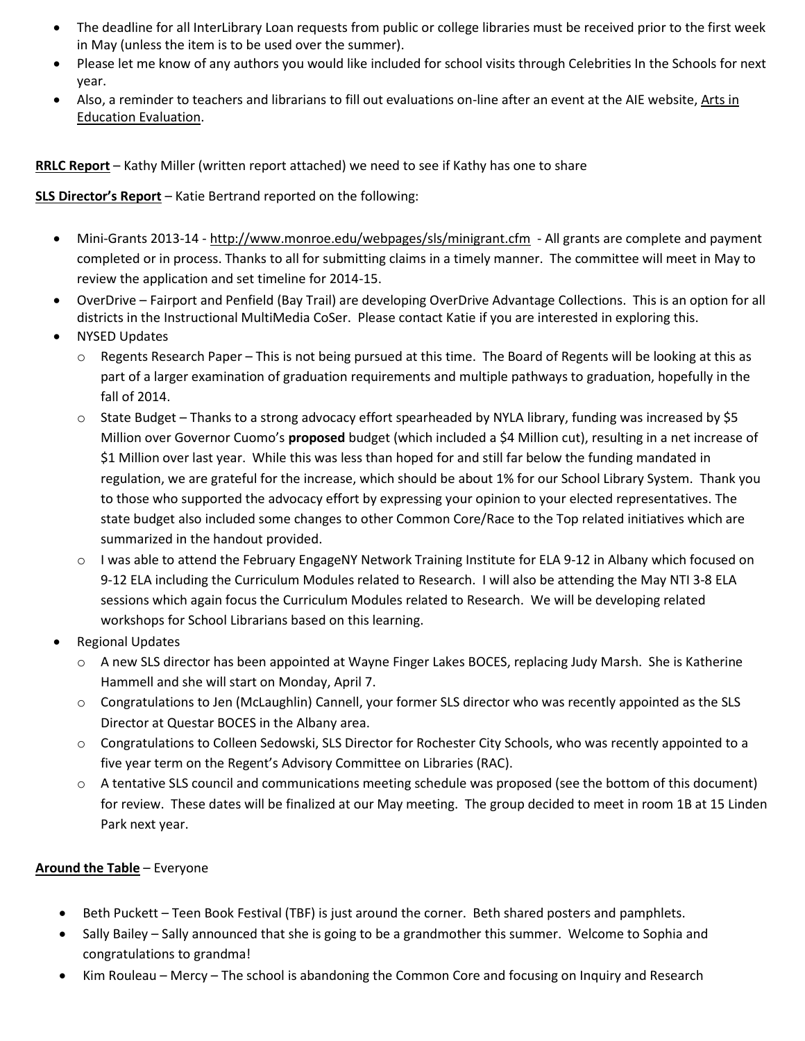- The deadline for all InterLibrary Loan requests from public or college libraries must be received prior to the first week in May (unless the item is to be used over the summer).
- Please let me know of any authors you would like included for school visits through Celebrities In the Schools for next year.
- Also, a reminder to teachers and librarians to fill out evaluations on-line after an event at the AIE website, Arts in Education Evaluation.

**RRLC Report** – Kathy Miller (written report attached) we need to see if Kathy has one to share

**SLS Director's Report** – Katie Bertrand reported on the following:

- Mini-Grants 2013-14 - http://www.monroe.edu/webpages/sls/minigrant.cfm - All grants are complete and payment completed or in process. Thanks to all for submitting claims in a timely manner. The committee will meet in May to review the application and set timeline for 2014-15.
- OverDrive – Fairport and Penfield (Bay Trail) are developing OverDrive Advantage Collections. This is an option for all districts in the Instructional MultiMedia CoSer. Please contact Katie if you are interested in exploring this.
- NYSED Updates
  - Regents Research Paper – This is not being pursued at this time. The Board of Regents will be looking at this as part of a larger examination of graduation requirements and multiple pathways to graduation, hopefully in the fall of 2014.
  - State Budget – Thanks to a strong advocacy effort spearheaded by NYLA library, funding was increased by $5 Million over Governor Cuomo's **proposed** budget (which included a $4 Million cut), resulting in a net increase of $1 Million over last year. While this was less than hoped for and still far below the funding mandated in regulation, we are grateful for the increase, which should be about 1% for our School Library System. Thank you to those who supported the advocacy effort by expressing your opinion to your elected representatives. The state budget also included some changes to other Common Core/Race to the Top related initiatives which are summarized in the handout provided.
  - I was able to attend the February EngageNY Network Training Institute for ELA 9-12 in Albany which focused on 9-12 ELA including the Curriculum Modules related to Research. I will also be attending the May NTI 3-8 ELA sessions which again focus the Curriculum Modules related to Research. We will be developing related workshops for School Librarians based on this learning.
- Regional Updates
  - A new SLS director has been appointed at Wayne Finger Lakes BOCES, replacing Judy Marsh. She is Katherine Hammell and she will start on Monday, April 7.
  - Congratulations to Jen (McLaughlin) Cannell, your former SLS director who was recently appointed as the SLS Director at Questar BOCES in the Albany area.
  - Congratulations to Colleen Sedowski, SLS Director for Rochester City Schools, who was recently appointed to a five year term on the Regent's Advisory Committee on Libraries (RAC).
  - A tentative SLS council and communications meeting schedule was proposed (see the bottom of this document) for review. These dates will be finalized at our May meeting. The group decided to meet in room 1B at 15 Linden Park next year.

**Around the Table** – Everyone

- Beth Puckett – Teen Book Festival (TBF) is just around the corner. Beth shared posters and pamphlets.
- Sally Bailey – Sally announced that she is going to be a grandmother this summer. Welcome to Sophia and congratulations to grandma!
- Kim Rouleau – Mercy – The school is abandoning the Common Core and focusing on Inquiry and Research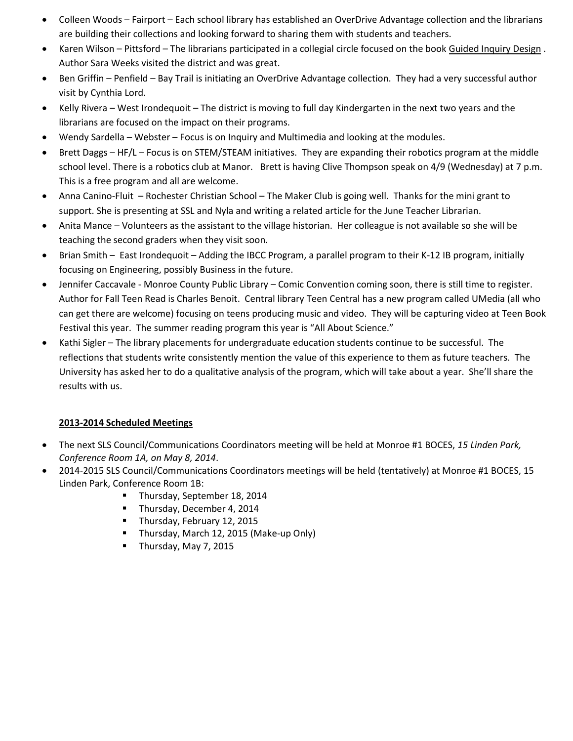- Colleen Woods – Fairport – Each school library has established an OverDrive Advantage collection and the librarians are building their collections and looking forward to sharing them with students and teachers.
- Karen Wilson – Pittsford – The librarians participated in a collegial circle focused on the book Guided Inquiry Design . Author Sara Weeks visited the district and was great.
- Ben Griffin – Penfield – Bay Trail is initiating an OverDrive Advantage collection. They had a very successful author visit by Cynthia Lord.
- Kelly Rivera – West Irondequoit – The district is moving to full day Kindergarten in the next two years and the librarians are focused on the impact on their programs.
- Wendy Sardella – Webster – Focus is on Inquiry and Multimedia and looking at the modules.
- Brett Daggs – HF/L – Focus is on STEM/STEAM initiatives. They are expanding their robotics program at the middle school level. There is a robotics club at Manor. Brett is having Clive Thompson speak on 4/9 (Wednesday) at 7 p.m. This is a free program and all are welcome.
- Anna Canino-Fluit – Rochester Christian School – The Maker Club is going well. Thanks for the mini grant to support. She is presenting at SSL and Nyla and writing a related article for the June Teacher Librarian.
- Anita Mance – Volunteers as the assistant to the village historian. Her colleague is not available so she will be teaching the second graders when they visit soon.
- Brian Smith – East Irondequoit – Adding the IBCC Program, a parallel program to their K-12 IB program, initially focusing on Engineering, possibly Business in the future.
- Jennifer Caccavale - Monroe County Public Library – Comic Convention coming soon, there is still time to register. Author for Fall Teen Read is Charles Benoit. Central library Teen Central has a new program called UMedia (all who can get there are welcome) focusing on teens producing music and video. They will be capturing video at Teen Book Festival this year. The summer reading program this year is "All About Science."
- Kathi Sigler – The library placements for undergraduate education students continue to be successful. The reflections that students write consistently mention the value of this experience to them as future teachers. The University has asked her to do a qualitative analysis of the program, which will take about a year. She'll share the results with us.

**2013-2014 Scheduled Meetings**

- The next SLS Council/Communications Coordinators meeting will be held at Monroe #1 BOCES, *15 Linden Park, Conference Room 1A, on May 8, 2014*.
- 2014-2015 SLS Council/Communications Coordinators meetings will be held (tentatively) at Monroe #1 BOCES, 15 Linden Park, Conference Room 1B:
  - Thursday, September 18, 2014
  - Thursday, December 4, 2014
  - Thursday, February 12, 2015
  - Thursday, March 12, 2015 (Make-up Only)
  - Thursday, May 7, 2015